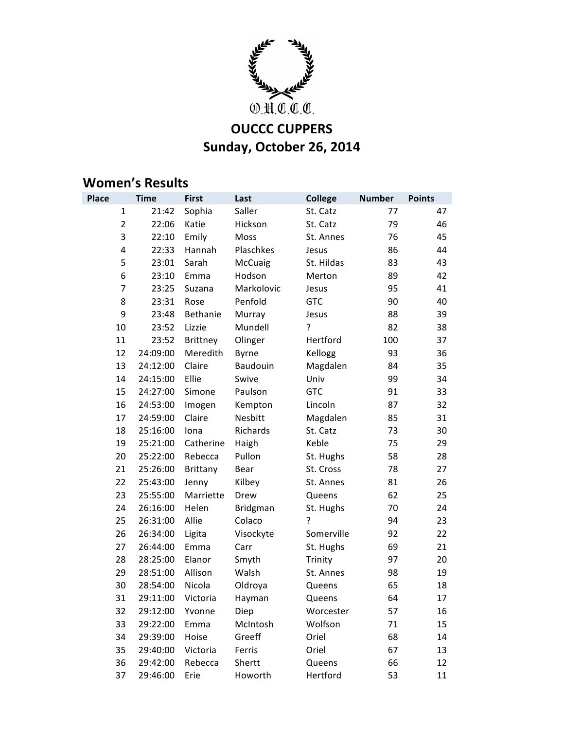O.U.C.C.C.

# OUCCC CUPPERS

## Sunday, October 26, 2014

## Women's Results

| Place | Time | First | Last | College | Number | Points |
|---|---|---|---|---|---|---|
| 1 | 21:42 | Sophia | Saller | St. Catz | 77 | 47 |
| 2 | 22:06 | Katie | Hickson | St. Catz | 79 | 46 |
| 3 | 22:10 | Emily | Moss | St. Annes | 76 | 45 |
| 4 | 22:33 | Hannah | Plaschkes | Jesus | 86 | 44 |
| 5 | 23:01 | Sarah | McCuaig | St. Hildas | 83 | 43 |
| 6 | 23:10 | Emma | Hodson | Merton | 89 | 42 |
| 7 | 23:25 | Suzana | Markolovic | Jesus | 95 | 41 |
| 8 | 23:31 | Rose | Penfold | GTC | 90 | 40 |
| 9 | 23:48 | Bethanie | Murray | Jesus | 88 | 39 |
| 10 | 23:52 | Lizzie | Mundell | ? | 82 | 38 |
| 11 | 23:52 | Brittney | Olinger | Hertford | 100 | 37 |
| 12 | 24:09:00 | Meredith | Byrne | Kellogg | 93 | 36 |
| 13 | 24:12:00 | Claire | Baudouin | Magdalen | 84 | 35 |
| 14 | 24:15:00 | Ellie | Swive | Univ | 99 | 34 |
| 15 | 24:27:00 | Simone | Paulson | GTC | 91 | 33 |
| 16 | 24:53:00 | Imogen | Kempton | Lincoln | 87 | 32 |
| 17 | 24:59:00 | Claire | Nesbitt | Magdalen | 85 | 31 |
| 18 | 25:16:00 | Iona | Richards | St. Catz | 73 | 30 |
| 19 | 25:21:00 | Catherine | Haigh | Keble | 75 | 29 |
| 20 | 25:22:00 | Rebecca | Pullon | St. Hughs | 58 | 28 |
| 21 | 25:26:00 | Brittany | Bear | St. Cross | 78 | 27 |
| 22 | 25:43:00 | Jenny | Kilbey | St. Annes | 81 | 26 |
| 23 | 25:55:00 | Marriette | Drew | Queens | 62 | 25 |
| 24 | 26:16:00 | Helen | Bridgman | St. Hughs | 70 | 24 |
| 25 | 26:31:00 | Allie | Colaco | ? | 94 | 23 |
| 26 | 26:34:00 | Ligita | Visockyte | Somerville | 92 | 22 |
| 27 | 26:44:00 | Emma | Carr | St. Hughs | 69 | 21 |
| 28 | 28:25:00 | Elanor | Smyth | Trinity | 97 | 20 |
| 29 | 28:51:00 | Allison | Walsh | St. Annes | 98 | 19 |
| 30 | 28:54:00 | Nicola | Oldroya | Queens | 65 | 18 |
| 31 | 29:11:00 | Victoria | Hayman | Queens | 64 | 17 |
| 32 | 29:12:00 | Yvonne | Diep | Worcester | 57 | 16 |
| 33 | 29:22:00 | Emma | McIntosh | Wolfson | 71 | 15 |
| 34 | 29:39:00 | Hoise | Greeff | Oriel | 68 | 14 |
| 35 | 29:40:00 | Victoria | Ferris | Oriel | 67 | 13 |
| 36 | 29:42:00 | Rebecca | Shertt | Queens | 66 | 12 |
| 37 | 29:46:00 | Erie | Howorth | Hertford | 53 | 11 |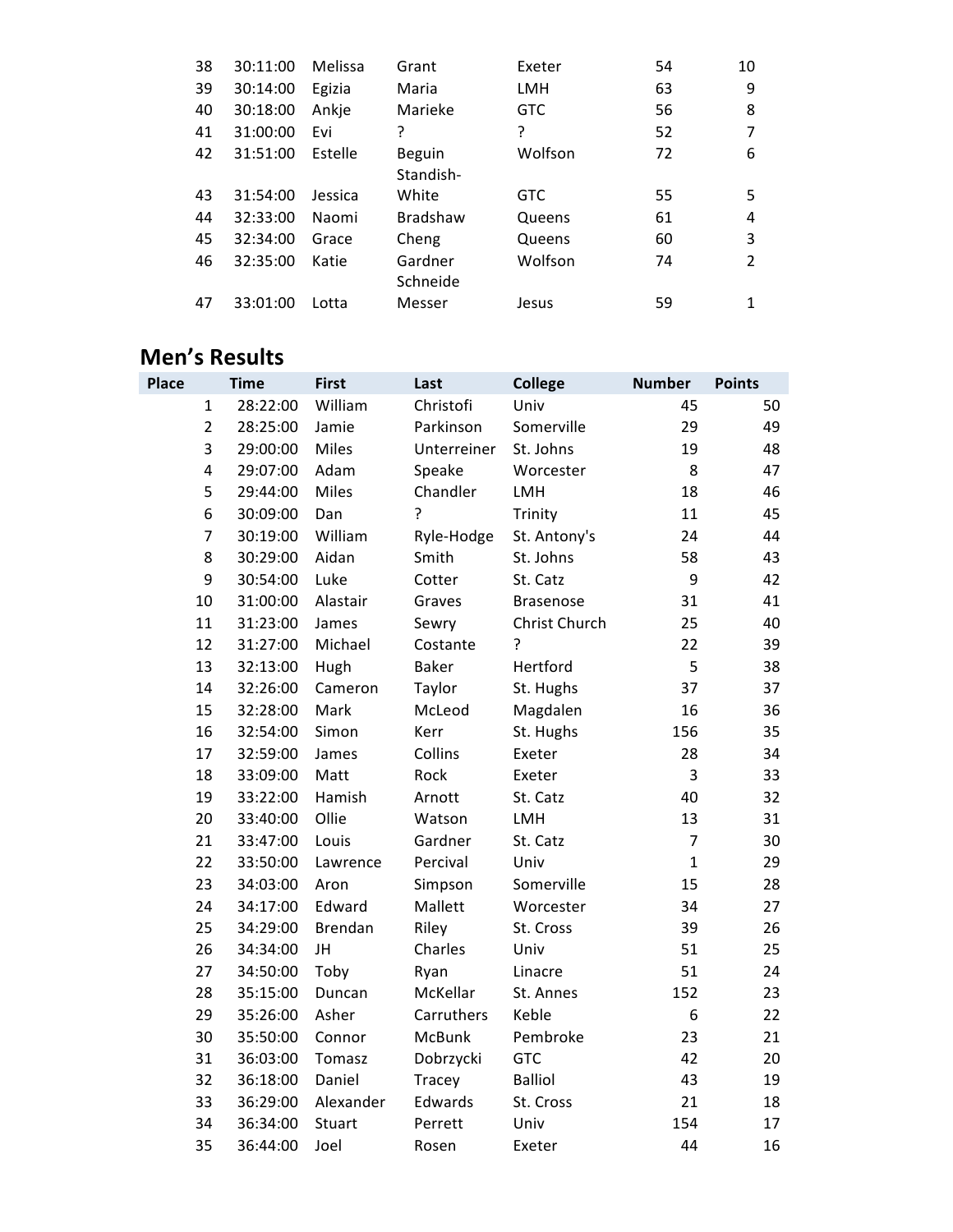| | | | | | | |
|---|---|---|---|---|---|---|
| 38 | 30:11:00 | Melissa | Grant | Exeter | 54 | 10 |
| 39 | 30:14:00 | Egizia | Maria | LMH | 63 | 9 |
| 40 | 30:18:00 | Ankje | Marieke | GTC | 56 | 8 |
| 41 | 31:00:00 | Evi | ? | ? | 52 | 7 |
| 42 | 31:51:00 | Estelle | Beguin | Wolfson | 72 | 6 |
| 43 | 31:54:00 | Jessica | Standish-White | GTC | 55 | 5 |
| 44 | 32:33:00 | Naomi | Bradshaw | Queens | 61 | 4 |
| 45 | 32:34:00 | Grace | Cheng | Queens | 60 | 3 |
| 46 | 32:35:00 | Katie | Gardner | Wolfson | 74 | 2 |
| 47 | 33:01:00 | Lotta | Schneide Messer | Jesus | 59 | 1 |

## Men's Results

| Place | Time | First | Last | College | Number | Points |
|---|---|---|---|---|---|---|
| 1 | 28:22:00 | William | Christofi | Univ | 45 | 50 |
| 2 | 28:25:00 | Jamie | Parkinson | Somerville | 29 | 49 |
| 3 | 29:00:00 | Miles | Unterreiner | St. Johns | 19 | 48 |
| 4 | 29:07:00 | Adam | Speake | Worcester | 8 | 47 |
| 5 | 29:44:00 | Miles | Chandler | LMH | 18 | 46 |
| 6 | 30:09:00 | Dan | ? | Trinity | 11 | 45 |
| 7 | 30:19:00 | William | Ryle-Hodge | St. Antony's | 24 | 44 |
| 8 | 30:29:00 | Aidan | Smith | St. Johns | 58 | 43 |
| 9 | 30:54:00 | Luke | Cotter | St. Catz | 9 | 42 |
| 10 | 31:00:00 | Alastair | Graves | Brasenose | 31 | 41 |
| 11 | 31:23:00 | James | Sewry | Christ Church | 25 | 40 |
| 12 | 31:27:00 | Michael | Costante | ? | 22 | 39 |
| 13 | 32:13:00 | Hugh | Baker | Hertford | 5 | 38 |
| 14 | 32:26:00 | Cameron | Taylor | St. Hughs | 37 | 37 |
| 15 | 32:28:00 | Mark | McLeod | Magdalen | 16 | 36 |
| 16 | 32:54:00 | Simon | Kerr | St. Hughs | 156 | 35 |
| 17 | 32:59:00 | James | Collins | Exeter | 28 | 34 |
| 18 | 33:09:00 | Matt | Rock | Exeter | 3 | 33 |
| 19 | 33:22:00 | Hamish | Arnott | St. Catz | 40 | 32 |
| 20 | 33:40:00 | Ollie | Watson | LMH | 13 | 31 |
| 21 | 33:47:00 | Louis | Gardner | St. Catz | 7 | 30 |
| 22 | 33:50:00 | Lawrence | Percival | Univ | 1 | 29 |
| 23 | 34:03:00 | Aron | Simpson | Somerville | 15 | 28 |
| 24 | 34:17:00 | Edward | Mallett | Worcester | 34 | 27 |
| 25 | 34:29:00 | Brendan | Riley | St. Cross | 39 | 26 |
| 26 | 34:34:00 | JH | Charles | Univ | 51 | 25 |
| 27 | 34:50:00 | Toby | Ryan | Linacre | 51 | 24 |
| 28 | 35:15:00 | Duncan | McKellar | St. Annes | 152 | 23 |
| 29 | 35:26:00 | Asher | Carruthers | Keble | 6 | 22 |
| 30 | 35:50:00 | Connor | McBunk | Pembroke | 23 | 21 |
| 31 | 36:03:00 | Tomasz | Dobrzycki | GTC | 42 | 20 |
| 32 | 36:18:00 | Daniel | Tracey | Balliol | 43 | 19 |
| 33 | 36:29:00 | Alexander | Edwards | St. Cross | 21 | 18 |
| 34 | 36:34:00 | Stuart | Perrett | Univ | 154 | 17 |
| 35 | 36:44:00 | Joel | Rosen | Exeter | 44 | 16 |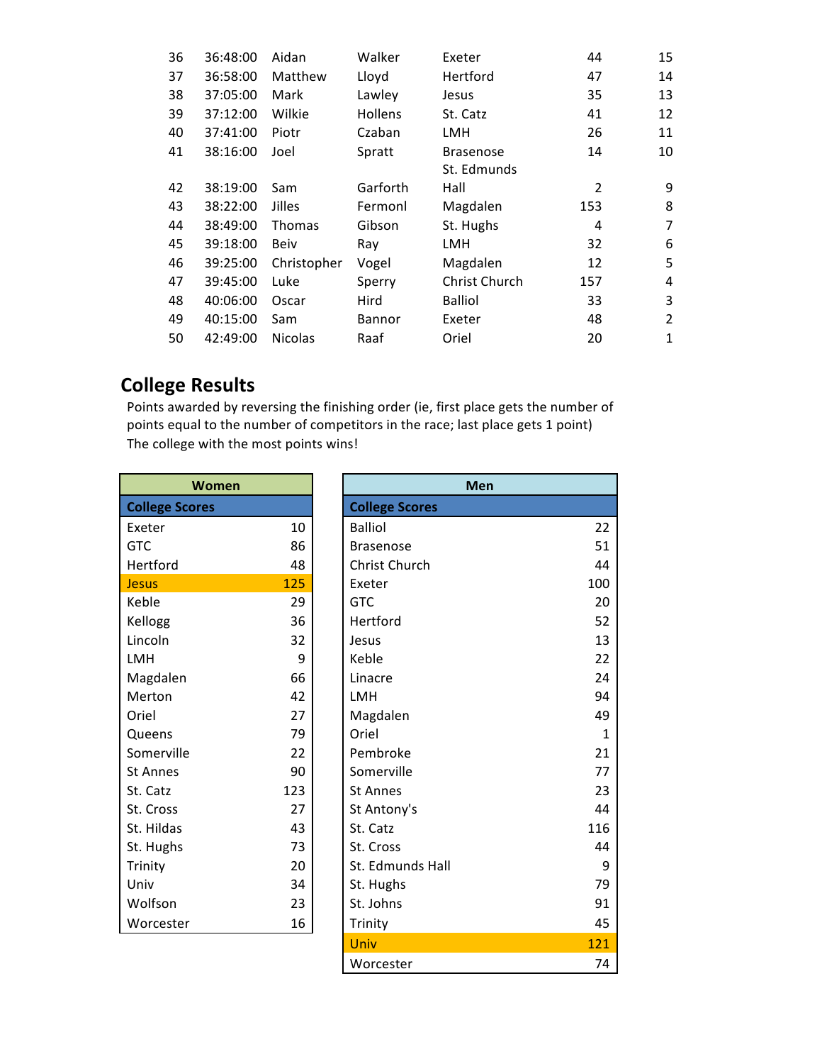| | | | | | | |
|---|---|---|---|---|---|---|
| 36 | 36:48:00 | Aidan | Walker | Exeter | 44 | 15 |
| 37 | 36:58:00 | Matthew | Lloyd | Hertford | 47 | 14 |
| 38 | 37:05:00 | Mark | Lawley | Jesus | 35 | 13 |
| 39 | 37:12:00 | Wilkie | Hollens | St. Catz | 41 | 12 |
| 40 | 37:41:00 | Piotr | Czaban | LMH | 26 | 11 |
| 41 | 38:16:00 | Joel | Spratt | Brasenose | 14 | 10 |
| 42 | 38:19:00 | Sam | Garforth | St. Edmunds Hall | 2 | 9 |
| 43 | 38:22:00 | Jilles | Fermonl | Magdalen | 153 | 8 |
| 44 | 38:49:00 | Thomas | Gibson | St. Hughs | 4 | 7 |
| 45 | 39:18:00 | Beiv | Ray | LMH | 32 | 6 |
| 46 | 39:25:00 | Christopher | Vogel | Magdalen | 12 | 5 |
| 47 | 39:45:00 | Luke | Sperry | Christ Church | 157 | 4 |
| 48 | 40:06:00 | Oscar | Hird | Balliol | 33 | 3 |
| 49 | 40:15:00 | Sam | Bannor | Exeter | 48 | 2 |
| 50 | 42:49:00 | Nicolas | Raaf | Oriel | 20 | 1 |

## College Results

Points awarded by reversing the finishing order (ie, first place gets the number of points equal to the number of competitors in the race; last place gets 1 point)
The college with the most points wins!

| Women | |
|---|---|
| **College Scores** | |
| Exeter | 10 |
| GTC | 86 |
| Hertford | 48 |
| Jesus | 125 |
| Keble | 29 |
| Kellogg | 36 |
| Lincoln | 32 |
| LMH | 9 |
| Magdalen | 66 |
| Merton | 42 |
| Oriel | 27 |
| Queens | 79 |
| Somerville | 22 |
| St Annes | 90 |
| St. Catz | 123 |
| St. Cross | 27 |
| St. Hildas | 43 |
| St. Hughs | 73 |
| Trinity | 20 |
| Univ | 34 |
| Wolfson | 23 |
| Worcester | 16 |

| Men | |
|---|---|
| **College Scores** | |
| Balliol | 22 |
| Brasenose | 51 |
| Christ Church | 44 |
| Exeter | 100 |
| GTC | 20 |
| Hertford | 52 |
| Jesus | 13 |
| Keble | 22 |
| Linacre | 24 |
| LMH | 94 |
| Magdalen | 49 |
| Oriel | 1 |
| Pembroke | 21 |
| Somerville | 77 |
| St Annes | 23 |
| St Antony's | 44 |
| St. Catz | 116 |
| St. Cross | 44 |
| St. Edmunds Hall | 9 |
| St. Hughs | 79 |
| St. Johns | 91 |
| Trinity | 45 |
| Univ | 121 |
| Worcester | 74 |